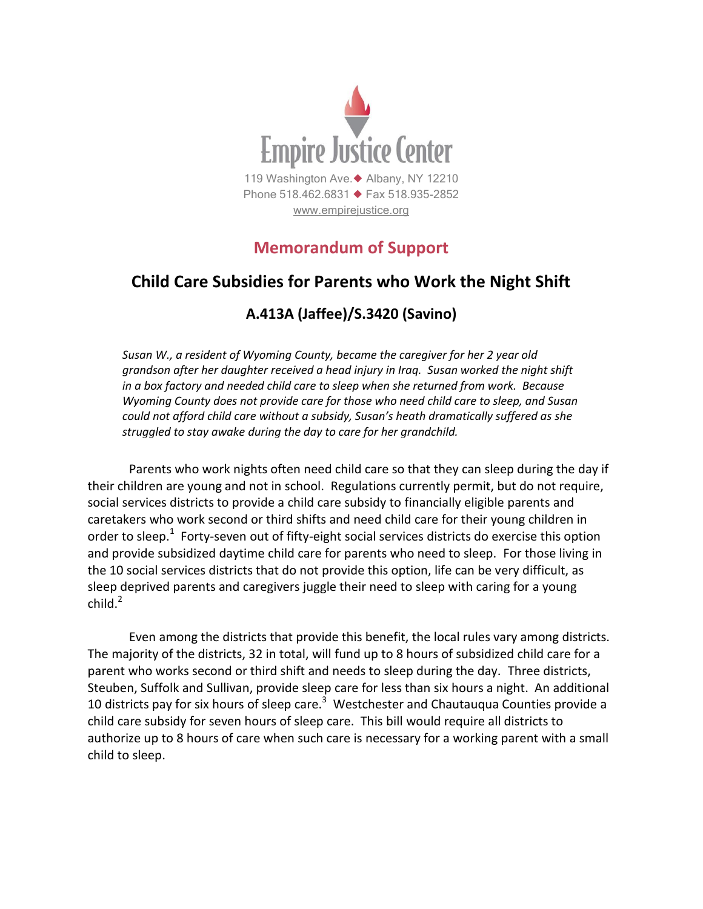Empire Justice Center

119 Washington Ave. ◆ Albany, NY 12210
Phone 518.462.6831 ◆ Fax 518.935-2852
www.empirejustice.org

## Memorandum of Support

# Child Care Subsidies for Parents who Work the Night Shift

### A.413A (Jaffee)/S.3420 (Savino)

*Susan W., a resident of Wyoming County, became the caregiver for her 2 year old grandson after her daughter received a head injury in Iraq. Susan worked the night shift in a box factory and needed child care to sleep when she returned from work. Because Wyoming County does not provide care for those who need child care to sleep, and Susan could not afford child care without a subsidy, Susan's heath dramatically suffered as she struggled to stay awake during the day to care for her grandchild.*

Parents who work nights often need child care so that they can sleep during the day if their children are young and not in school. Regulations currently permit, but do not require, social services districts to provide a child care subsidy to financially eligible parents and caretakers who work second or third shifts and need child care for their young children in order to sleep.[1] Forty-seven out of fifty-eight social services districts do exercise this option and provide subsidized daytime child care for parents who need to sleep. For those living in the 10 social services districts that do not provide this option, life can be very difficult, as sleep deprived parents and caregivers juggle their need to sleep with caring for a young child.[2]

Even among the districts that provide this benefit, the local rules vary among districts. The majority of the districts, 32 in total, will fund up to 8 hours of subsidized child care for a parent who works second or third shift and needs to sleep during the day. Three districts, Steuben, Suffolk and Sullivan, provide sleep care for less than six hours a night. An additional 10 districts pay for six hours of sleep care.[3] Westchester and Chautauqua Counties provide a child care subsidy for seven hours of sleep care. This bill would require all districts to authorize up to 8 hours of care when such care is necessary for a working parent with a small child to sleep.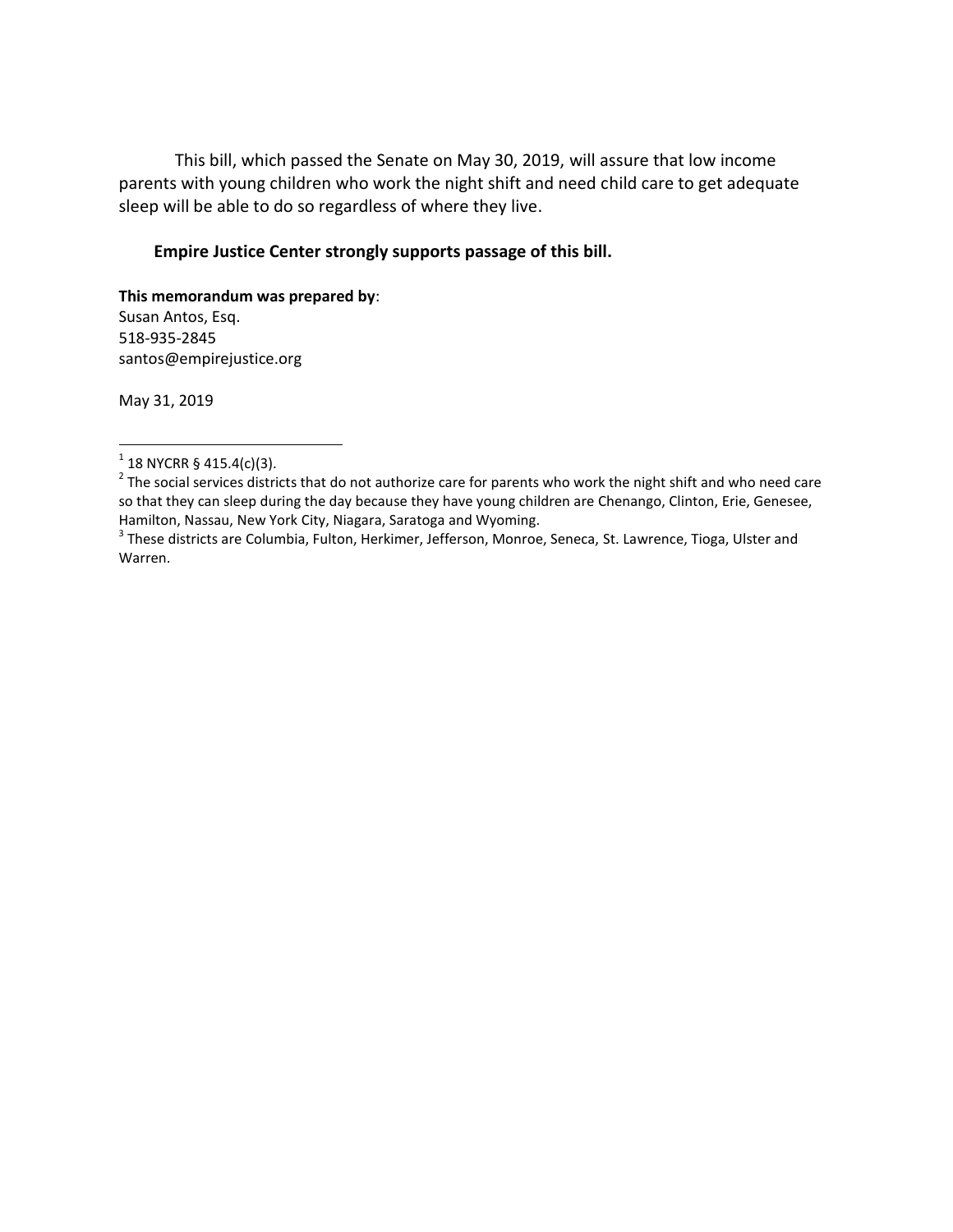This bill, which passed the Senate on May 30, 2019, will assure that low income parents with young children who work the night shift and need child care to get adequate sleep will be able to do so regardless of where they live.

**Empire Justice Center strongly supports passage of this bill.**

**This memorandum was prepared by**:
Susan Antos, Esq.
518-935-2845
santos@empirejustice.org

May 31, 2019

---

[1] 18 NYCRR § 415.4(c)(3).

[2] The social services districts that do not authorize care for parents who work the night shift and who need care so that they can sleep during the day because they have young children are Chenango, Clinton, Erie, Genesee, Hamilton, Nassau, New York City, Niagara, Saratoga and Wyoming.

[3] These districts are Columbia, Fulton, Herkimer, Jefferson, Monroe, Seneca, St. Lawrence, Tioga, Ulster and Warren.